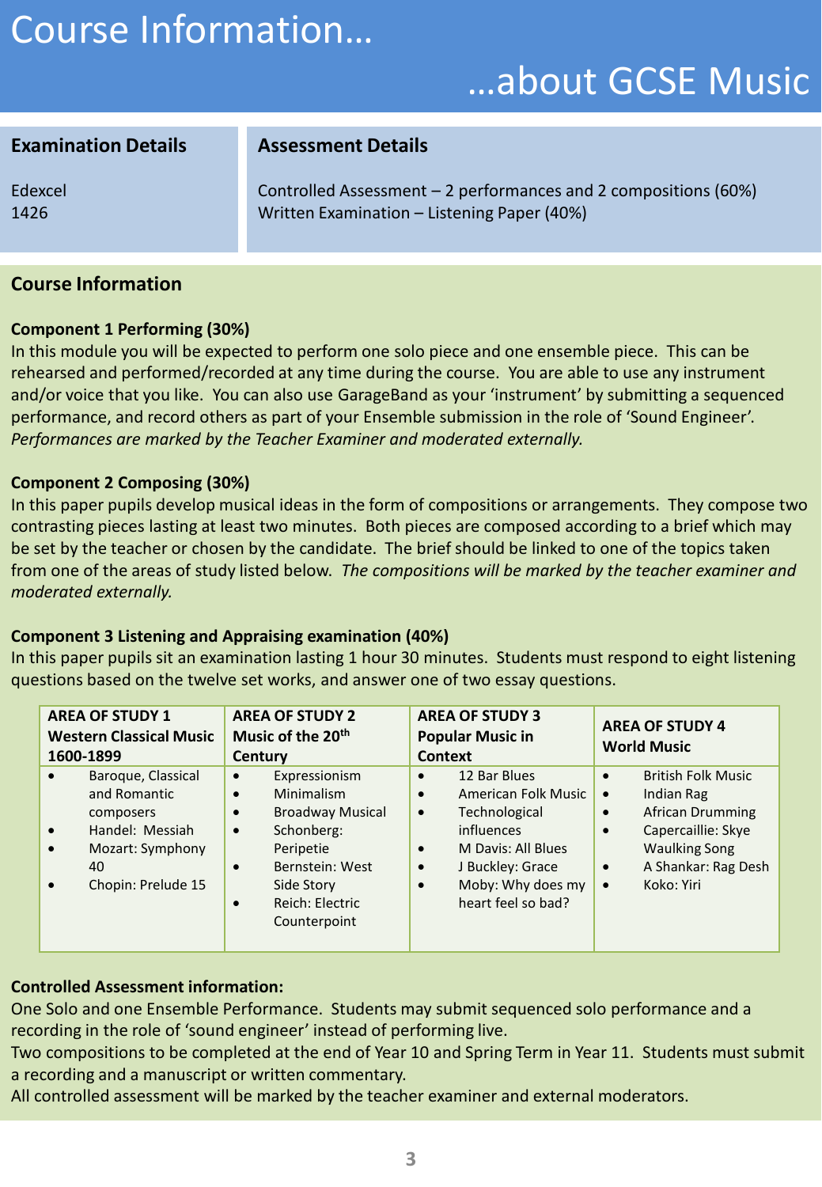# Course Information…

## …about GCSE Music

| Examination Details | Assessment Details |
|---|---|
| Edexcel<br>1426 | Controlled Assessment – 2 performances and 2 compositions (60%)<br>Written Examination – Listening Paper (40%) |

## Course Information

**Component 1 Performing (30%)**
In this module you will be expected to perform one solo piece and one ensemble piece. This can be rehearsed and performed/recorded at any time during the course. You are able to use any instrument and/or voice that you like. You can also use GarageBand as your 'instrument' by submitting a sequenced performance, and record others as part of your Ensemble submission in the role of 'Sound Engineer'. *Performances are marked by the Teacher Examiner and moderated externally.*

**Component 2 Composing (30%)**
In this paper pupils develop musical ideas in the form of compositions or arrangements. They compose two contrasting pieces lasting at least two minutes. Both pieces are composed according to a brief which may be set by the teacher or chosen by the candidate. The brief should be linked to one of the topics taken from one of the areas of study listed below. *The compositions will be marked by the teacher examiner and moderated externally.*

**Component 3 Listening and Appraising examination (40%)**
In this paper pupils sit an examination lasting 1 hour 30 minutes. Students must respond to eight listening questions based on the twelve set works, and answer one of two essay questions.

| AREA OF STUDY 1 Western Classical Music 1600-1899 | AREA OF STUDY 2 Music of the 20th Century | AREA OF STUDY 3 Popular Music in Context | AREA OF STUDY 4 World Music |
|---|---|---|---|
| • Baroque, Classical and Romantic composers<br>• Handel: Messiah<br>• Mozart: Symphony 40<br>• Chopin: Prelude 15 | • Expressionism<br>• Minimalism<br>• Broadway Musical<br>• Schonberg: Peripetie<br>• Bernstein: West Side Story<br>• Reich: Electric Counterpoint | • 12 Bar Blues<br>• American Folk Music<br>• Technological influences<br>• M Davis: All Blues<br>• J Buckley: Grace<br>• Moby: Why does my heart feel so bad? | • British Folk Music<br>• Indian Rag<br>• African Drumming<br>• Capercaillie: Skye Waulking Song<br>• A Shankar: Rag Desh<br>• Koko: Yiri |

**Controlled Assessment information:**
One Solo and one Ensemble Performance. Students may submit sequenced solo performance and a recording in the role of 'sound engineer' instead of performing live.
Two compositions to be completed at the end of Year 10 and Spring Term in Year 11. Students must submit a recording and a manuscript or written commentary.
All controlled assessment will be marked by the teacher examiner and external moderators.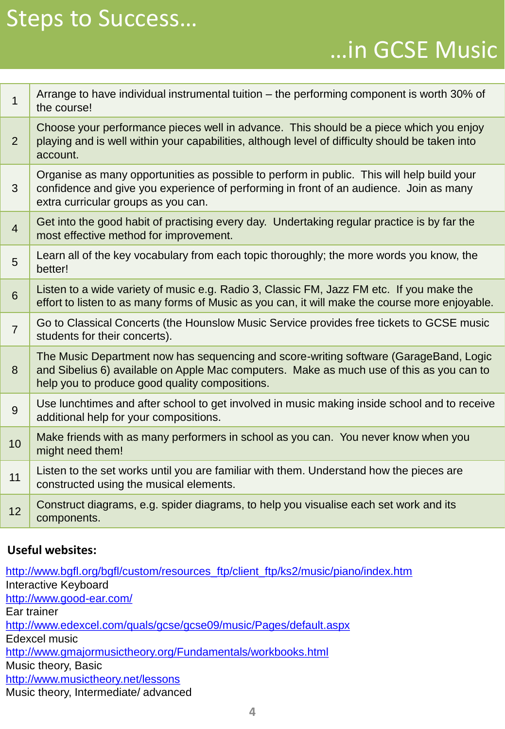# Steps to Success…

## …in GCSE Music

| | |
|---|---|
| 1 | Arrange to have individual instrumental tuition – the performing component is worth 30% of the course! |
| 2 | Choose your performance pieces well in advance. This should be a piece which you enjoy playing and is well within your capabilities, although level of difficulty should be taken into account. |
| 3 | Organise as many opportunities as possible to perform in public. This will help build your confidence and give you experience of performing in front of an audience. Join as many extra curricular groups as you can. |
| 4 | Get into the good habit of practising every day. Undertaking regular practice is by far the most effective method for improvement. |
| 5 | Learn all of the key vocabulary from each topic thoroughly; the more words you know, the better! |
| 6 | Listen to a wide variety of music e.g. Radio 3, Classic FM, Jazz FM etc. If you make the effort to listen to as many forms of Music as you can, it will make the course more enjoyable. |
| 7 | Go to Classical Concerts (the Hounslow Music Service provides free tickets to GCSE music students for their concerts). |
| 8 | The Music Department now has sequencing and score-writing software (GarageBand, Logic and Sibelius 6) available on Apple Mac computers. Make as much use of this as you can to help you to produce good quality compositions. |
| 9 | Use lunchtimes and after school to get involved in music making inside school and to receive additional help for your compositions. |
| 10 | Make friends with as many performers in school as you can. You never know when you might need them! |
| 11 | Listen to the set works until you are familiar with them. Understand how the pieces are constructed using the musical elements. |
| 12 | Construct diagrams, e.g. spider diagrams, to help you visualise each set work and its components. |

**Useful websites:**

http://www.bgfl.org/bgfl/custom/resources_ftp/client_ftp/ks2/music/piano/index.htm
Interactive Keyboard
http://www.good-ear.com/
Ear trainer
http://www.edexcel.com/quals/gcse/gcse09/music/Pages/default.aspx
Edexcel music
http://www.gmajormusictheory.org/Fundamentals/workbooks.html
Music theory, Basic
http://www.musictheory.net/lessons
Music theory, Intermediate/ advanced